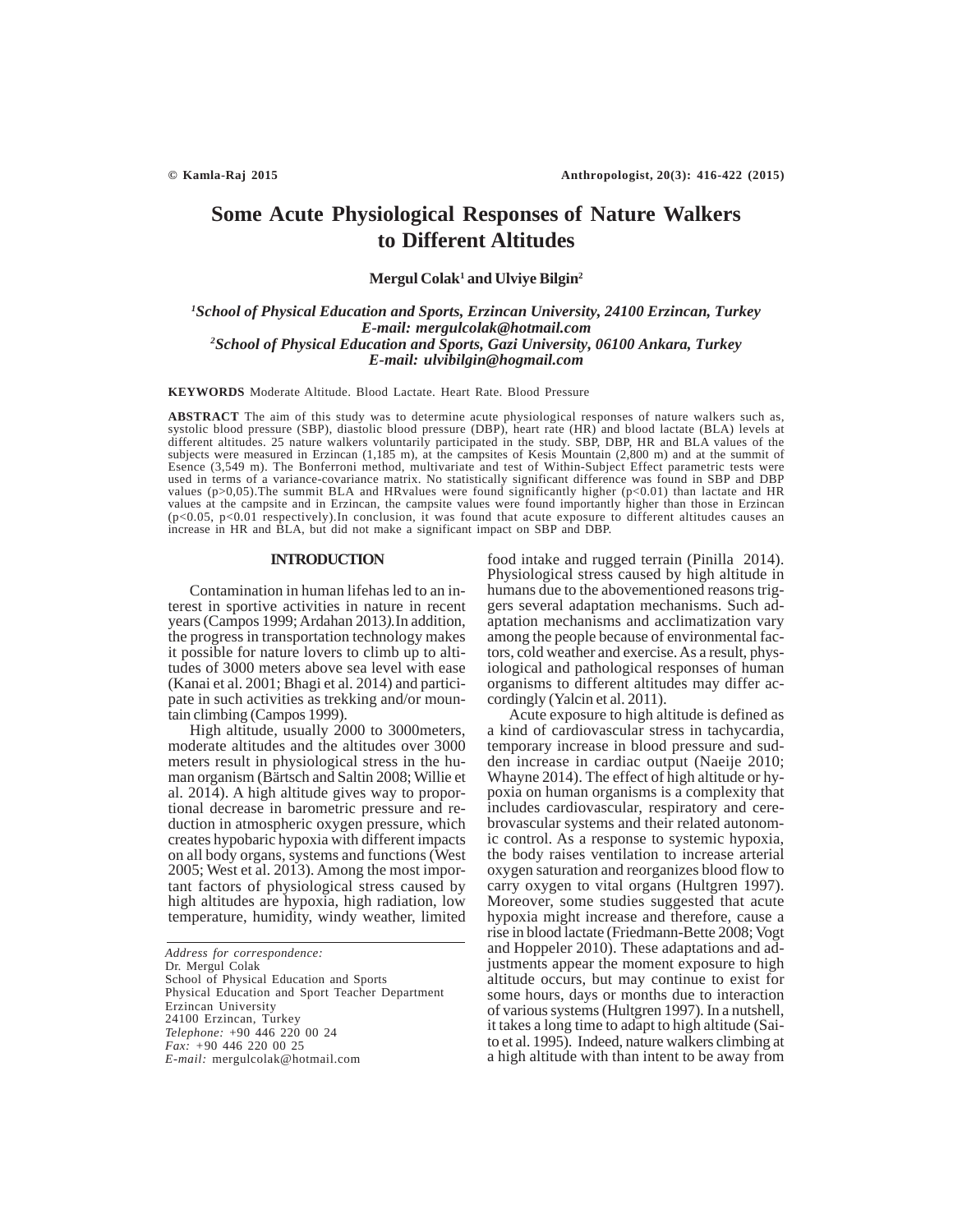# Some Acute Physiological Responses of Nature Walkers to Different Altitudes

**Mergul Colak[1] and Ulviye Bilgin[2]**

*[1]School of Physical Education and Sports, Erzincan University, 24100 Erzincan, Turkey*
*E-mail: mergulcolak@hotmail.com*
*[2]School of Physical Education and Sports, Gazi University, 06100 Ankara, Turkey*
*E-mail: ulvibilgin@hogmail.com*

**KEYWORDS** Moderate Altitude. Blood Lactate. Heart Rate. Blood Pressure

**ABSTRACT** The aim of this study was to determine acute physiological responses of nature walkers such as, systolic blood pressure (SBP), diastolic blood pressure (DBP), heart rate (HR) and blood lactate (BLA) levels at different altitudes. 25 nature walkers voluntarily participated in the study. SBP, DBP, HR and BLA values of the subjects were measured in Erzincan (1,185 m), at the campsites of Kesis Mountain (2,800 m) and at the summit of Esence (3,549 m). The Bonferroni method, multivariate and test of Within-Subject Effect parametric tests were used in terms of a variance-covariance matrix. No statistically significant difference was found in SBP and DBP values (p>0,05).The summit BLA and HRvalues were found significantly higher (p<0.01) than lactate and HR values at the campsite and in Erzincan, the campsite values were found importantly higher than those in Erzincan (p<0.05, p<0.01 respectively).In conclusion, it was found that acute exposure to different altitudes causes an increase in HR and BLA, but did not make a significant impact on SBP and DBP.

## INTRODUCTION

Contamination in human lifehas led to an interest in sportive activities in nature in recent years (Campos 1999; Ardahan 2013*)*.In addition, the progress in transportation technology makes it possible for nature lovers to climb up to altitudes of 3000 meters above sea level with ease (Kanai et al. 2001; Bhagi et al. 2014) and participate in such activities as trekking and/or mountain climbing (Campos 1999).

High altitude, usually 2000 to 3000meters, moderate altitudes and the altitudes over 3000 meters result in physiological stress in the human organism (Bärtsch and Saltin 2008; Willie et al. 2014). A high altitude gives way to proportional decrease in barometric pressure and reduction in atmospheric oxygen pressure, which creates hypobaric hypoxia with different impacts on all body organs, systems and functions (West 2005; West et al. 2013). Among the most important factors of physiological stress caused by high altitudes are hypoxia, high radiation, low temperature, humidity, windy weather, limited food intake and rugged terrain (Pinilla 2014). Physiological stress caused by high altitude in humans due to the abovementioned reasons triggers several adaptation mechanisms. Such adaptation mechanisms and acclimatization vary among the people because of environmental factors, cold weather and exercise. As a result, physiological and pathological responses of human organisms to different altitudes may differ accordingly (Yalcin et al. 2011).

Acute exposure to high altitude is defined as a kind of cardiovascular stress in tachycardia, temporary increase in blood pressure and sudden increase in cardiac output (Naeije 2010; Whayne 2014). The effect of high altitude or hypoxia on human organisms is a complexity that includes cardiovascular, respiratory and cerebrovascular systems and their related autonomic control. As a response to systemic hypoxia, the body raises ventilation to increase arterial oxygen saturation and reorganizes blood flow to carry oxygen to vital organs (Hultgren 1997). Moreover, some studies suggested that acute hypoxia might increase and therefore, cause a rise in blood lactate (Friedmann-Bette 2008; Vogt and Hoppeler 2010). These adaptations and adjustments appear the moment exposure to high altitude occurs, but may continue to exist for some hours, days or months due to interaction of various systems (Hultgren 1997). In a nutshell, it takes a long time to adapt to high altitude (Saito et al. 1995). Indeed, nature walkers climbing at a high altitude with than intent to be away from

*Address for correspondence:*
Dr. Mergul Colak
School of Physical Education and Sports
Physical Education and Sport Teacher Department
Erzincan University
24100 Erzincan, Turkey
*Telephone:* +90 446 220 00 24
*Fax:* +90 446 220 00 25
*E-mail:* mergulcolak@hotmail.com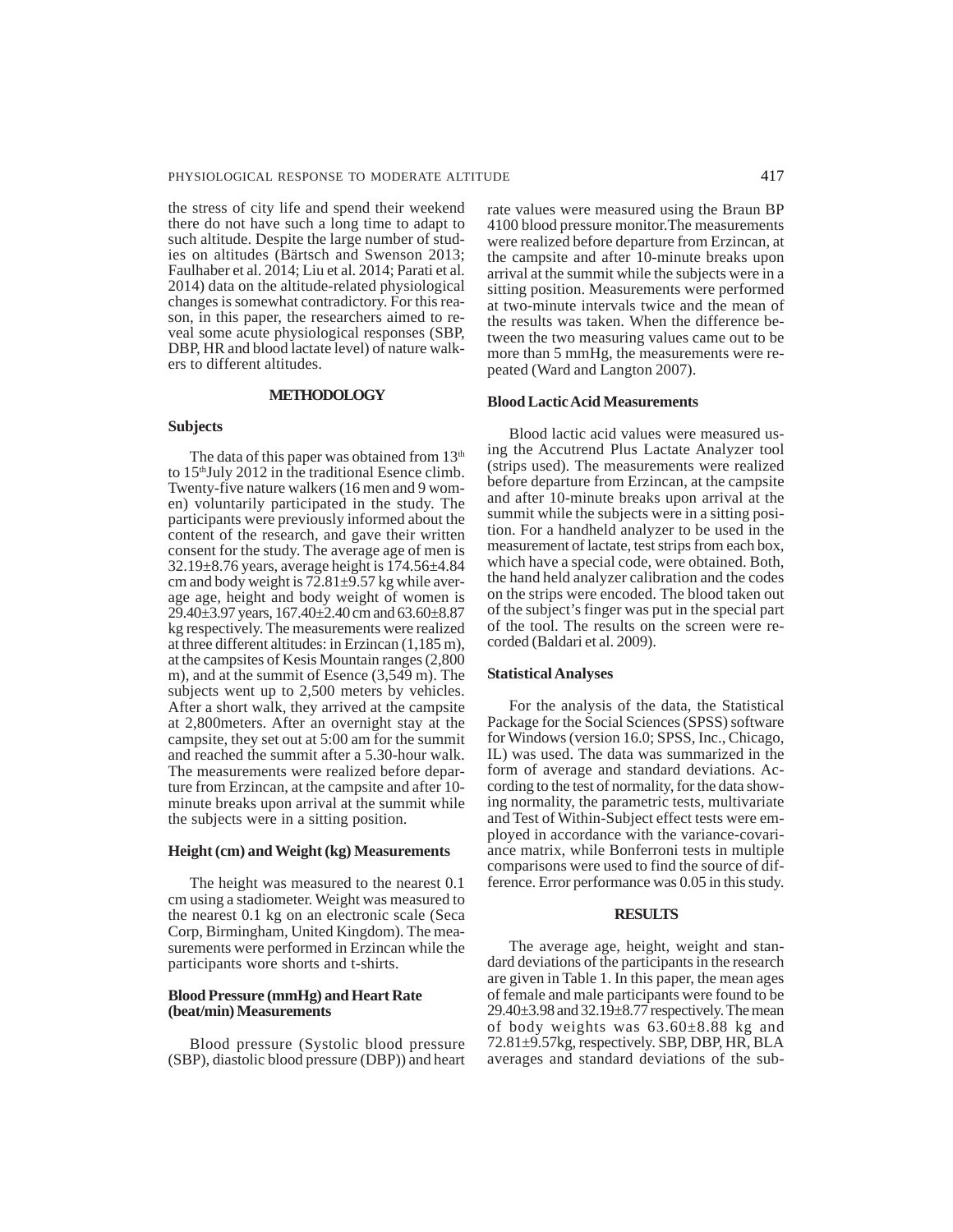the stress of city life and spend their weekend there do not have such a long time to adapt to such altitude. Despite the large number of studies on altitudes (Bärtsch and Swenson 2013; Faulhaber et al. 2014; Liu et al. 2014; Parati et al. 2014) data on the altitude-related physiological changes is somewhat contradictory. For this reason, in this paper, the researchers aimed to reveal some acute physiological responses (SBP, DBP, HR and blood lactate level) of nature walkers to different altitudes.

## METHODOLOGY

### Subjects

The data of this paper was obtained from 13th to 15th July 2012 in the traditional Esence climb. Twenty-five nature walkers (16 men and 9 women) voluntarily participated in the study. The participants were previously informed about the content of the research, and gave their written consent for the study. The average age of men is 32.19±8.76 years, average height is 174.56±4.84 cm and body weight is 72.81±9.57 kg while average age, height and body weight of women is 29.40±3.97 years, 167.40±2.40 cm and 63.60±8.87 kg respectively. The measurements were realized at three different altitudes: in Erzincan (1,185 m), at the campsites of Kesis Mountain ranges (2,800 m), and at the summit of Esence (3,549 m). The subjects went up to 2,500 meters by vehicles. After a short walk, they arrived at the campsite at 2,800meters. After an overnight stay at the campsite, they set out at 5:00 am for the summit and reached the summit after a 5.30-hour walk. The measurements were realized before departure from Erzincan, at the campsite and after 10-minute breaks upon arrival at the summit while the subjects were in a sitting position.

### Height (cm) and Weight (kg) Measurements

The height was measured to the nearest 0.1 cm using a stadiometer. Weight was measured to the nearest 0.1 kg on an electronic scale (Seca Corp, Birmingham, United Kingdom). The measurements were performed in Erzincan while the participants wore shorts and t-shirts.

### Blood Pressure (mmHg) and Heart Rate (beat/min) Measurements

Blood pressure (Systolic blood pressure (SBP), diastolic blood pressure (DBP)) and heart rate values were measured using the Braun BP 4100 blood pressure monitor.The measurements were realized before departure from Erzincan, at the campsite and after 10-minute breaks upon arrival at the summit while the subjects were in a sitting position. Measurements were performed at two-minute intervals twice and the mean of the results was taken. When the difference between the two measuring values came out to be more than 5 mmHg, the measurements were repeated (Ward and Langton 2007).

### Blood Lactic Acid Measurements

Blood lactic acid values were measured using the Accutrend Plus Lactate Analyzer tool (strips used). The measurements were realized before departure from Erzincan, at the campsite and after 10-minute breaks upon arrival at the summit while the subjects were in a sitting position. For a handheld analyzer to be used in the measurement of lactate, test strips from each box, which have a special code, were obtained. Both, the hand held analyzer calibration and the codes on the strips were encoded. The blood taken out of the subject's finger was put in the special part of the tool. The results on the screen were recorded (Baldari et al. 2009).

### Statistical Analyses

For the analysis of the data, the Statistical Package for the Social Sciences (SPSS) software for Windows (version 16.0; SPSS, Inc., Chicago, IL) was used. The data was summarized in the form of average and standard deviations. According to the test of normality, for the data showing normality, the parametric tests, multivariate and Test of Within-Subject effect tests were employed in accordance with the variance-covariance matrix, while Bonferroni tests in multiple comparisons were used to find the source of difference. Error performance was 0.05 in this study.

## RESULTS

The average age, height, weight and standard deviations of the participants in the research are given in Table 1. In this paper, the mean ages of female and male participants were found to be 29.40±3.98 and 32.19±8.77 respectively. The mean of body weights was 63.60±8.88 kg and 72.81±9.57kg, respectively. SBP, DBP, HR, BLA averages and standard deviations of the sub-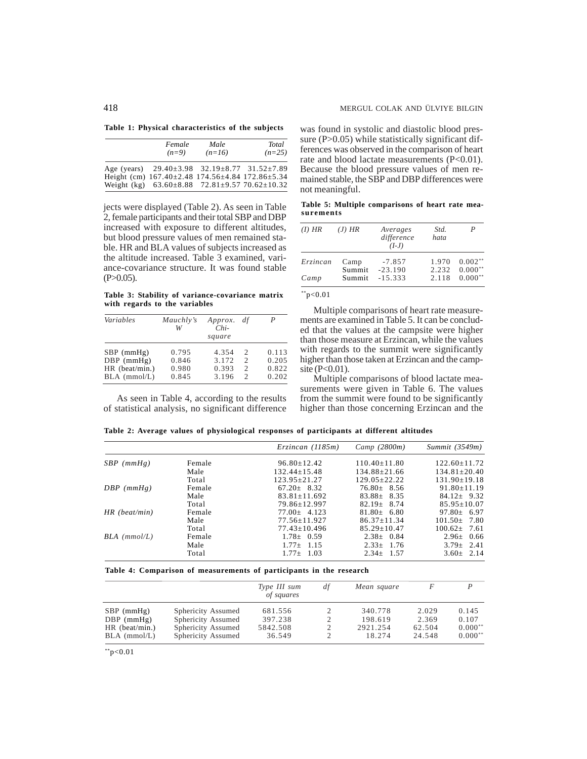**Table 1: Physical characteristics of the subjects**

| | *Female (n=9)* | *Male (n=16)* | *Total (n=25)* |
|---|---|---|---|
| Age (years) | 29.40±3.98 | 32.19±8.77 | 31.52±7.89 |
| Height (cm) | 167.40±2.48 | 174.56±4.84 | 172.86±5.34 |
| Weight (kg) | 63.60±8.88 | 72.81±9.57 | 70.62±10.32 |

jects were displayed (Table 2). As seen in Table 2, female participants and their total SBP and DBP increased with exposure to different altitudes, but blood pressure values of men remained stable. HR and BLA values of subjects increased as the altitude increased. Table 3 examined, variance-covariance structure. It was found stable (P>0.05).

**Table 3: Stability of variance-covariance matrix with regards to the variables**

| *Variables* | *Mauchly's W* | *Approx. Chi-square* | *df* | *P* |
|---|---|---|---|---|
| SBP (mmHg) | 0.795 | 4.354 | 2 | 0.113 |
| DBP (mmHg) | 0.846 | 3.172 | 2 | 0.205 |
| HR (beat/min.) | 0.980 | 0.393 | 2 | 0.822 |
| BLA (mmol/L) | 0.845 | 3.196 | 2 | 0.202 |

As seen in Table 4, according to the results of statistical analysis, no significant difference was found in systolic and diastolic blood pressure (P>0.05) while statistically significant differences was observed in the comparison of heart rate and blood lactate measurements (P<0.01). Because the blood pressure values of men remained stable, the SBP and DBP differences were not meaningful.

**Table 5: Multiple comparisons of heart rate measurements**

| *(I) HR* | *(J) HR* | *Averages difference (I-J)* | *Std. hata* | *P* |
|---|---|---|---|---|
| *Erzincan* | Camp | -7.857 | 1.970 | 0.002** |
| | Summit | -23.190 | 2.232 | 0.000** |
| *Camp* | Summit | -15.333 | 2.118 | 0.000** |

**p<0.01

Multiple comparisons of heart rate measurements are examined in Table 5. It can be concluded that the values at the campsite were higher than those measure at Erzincan, while the values with regards to the summit were significantly higher than those taken at Erzincan and the campsite (P<0.01).

Multiple comparisons of blood lactate measurements were given in Table 6. The values from the summit were found to be significantly higher than those concerning Erzincan and the

**Table 2: Average values of physiological responses of participants at different altitudes**

| | | *Erzincan (1185m)* | *Camp (2800m)* | *Summit (3549m)* |
|---|---|---|---|---|
| *SBP (mmHg)* | Female | 96.80±12.42 | 110.40±11.80 | 122.60±11.72 |
| | Male | 132.44±15.48 | 134.88±21.66 | 134.81±20.40 |
| | Total | 123.95±21.27 | 129.05±22.22 | 131.90±19.18 |
| *DBP (mmHg)* | Female | 67.20± 8.32 | 76.80± 8.56 | 91.80±11.19 |
| | Male | 83.81±11.692 | 83.88± 8.35 | 84.12± 9.32 |
| | Total | 79.86±12.997 | 82.19± 8.74 | 85.95±10.07 |
| *HR (beat/min)* | Female | 77.00± 4.123 | 81.80± 6.80 | 97.80± 6.97 |
| | Male | 77.56±11.927 | 86.37±11.34 | 101.50± 7.80 |
| | Total | 77.43±10.496 | 85.29±10.47 | 100.62± 7.61 |
| *BLA (mmol/L)* | Female | 1.78± 0.59 | 2.38± 0.84 | 2.96± 0.66 |
| | Male | 1.77± 1.15 | 2.33± 1.76 | 3.79± 2.41 |
| | Total | 1.77± 1.03 | 2.34± 1.57 | 3.60± 2.14 |

**Table 4: Comparison of measurements of participants in the research**

| | | *Type III sum of squares* | *df* | *Mean square* | *F* | *P* |
|---|---|---|---|---|---|---|
| SBP (mmHg) | Sphericity Assumed | 681.556 | 2 | 340.778 | 2.029 | 0.145 |
| DBP (mmHg) | Sphericity Assumed | 397.238 | 2 | 198.619 | 2.369 | 0.107 |
| HR (beat/min.) | Sphericity Assumed | 5842.508 | 2 | 2921.254 | 62.504 | 0.000** |
| BLA (mmol/L) | Sphericity Assumed | 36.549 | 2 | 18.274 | 24.548 | 0.000** |

**p<0.01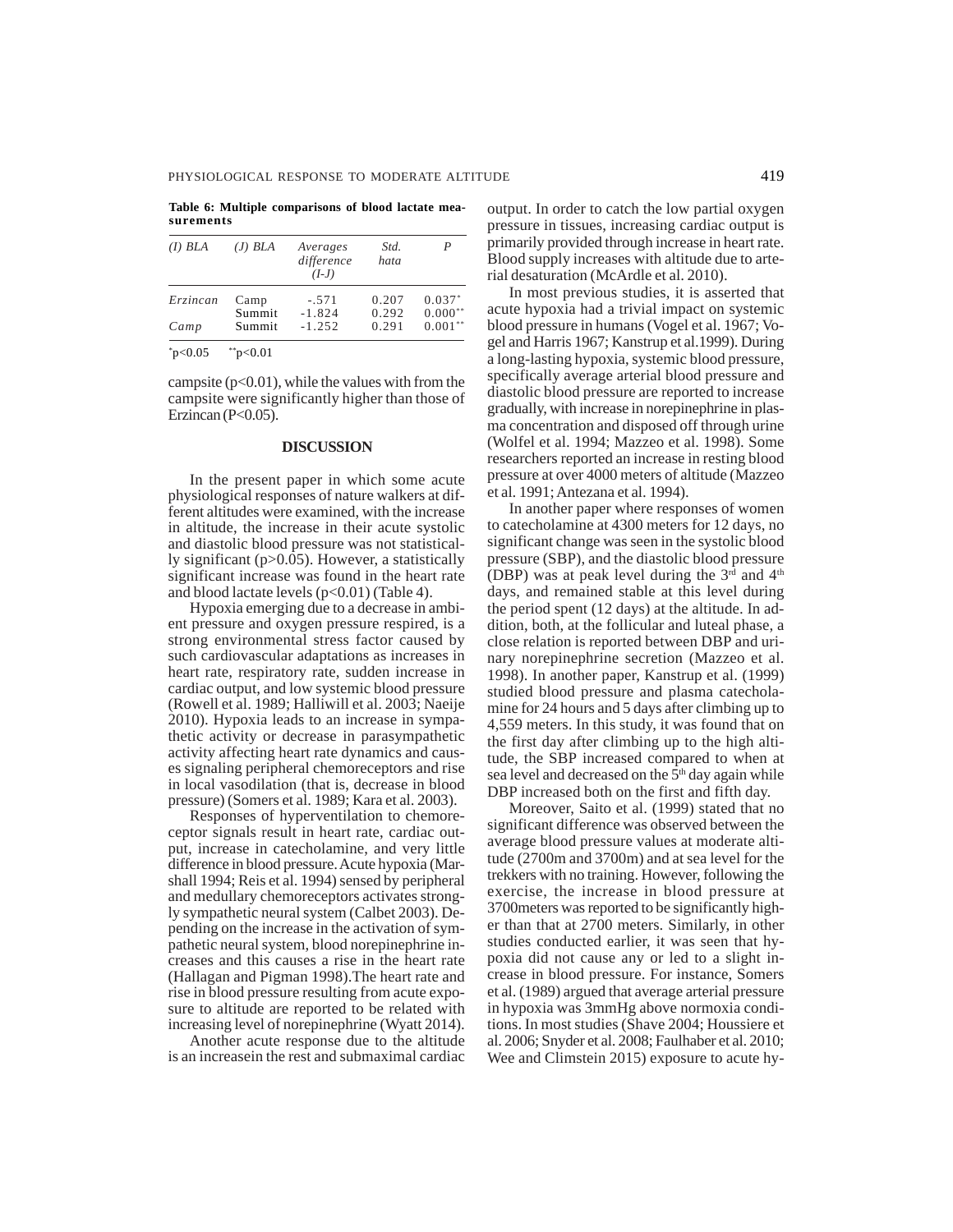**Table 6: Multiple comparisons of blood lactate measurements**

| *(I) BLA* | *(J) BLA* | *Averages difference (I-J)* | *Std. hata* | *P* |
|---|---|---|---|---|
| *Erzincan* | Camp | -.571 | 0.207 | 0.037* |
| | Summit | -1.824 | 0.292 | 0.000** |
| *Camp* | Summit | -1.252 | 0.291 | 0.001** |

*p<0.05 **p<0.01

campsite ($p<0.01$), while the values with from the campsite were significantly higher than those of Erzincan ($P<0.05$).

## DISCUSSION

In the present paper in which some acute physiological responses of nature walkers at different altitudes were examined, with the increase in altitude, the increase in their acute systolic and diastolic blood pressure was not statistically significant ($p>0.05$). However, a statistically significant increase was found in the heart rate and blood lactate levels ($p<0.01$) (Table 4).

Hypoxia emerging due to a decrease in ambient pressure and oxygen pressure respired, is a strong environmental stress factor caused by such cardiovascular adaptations as increases in heart rate, respiratory rate, sudden increase in cardiac output, and low systemic blood pressure (Rowell et al. 1989; Halliwill et al. 2003; Naeije 2010). Hypoxia leads to an increase in sympathetic activity or decrease in parasympathetic activity affecting heart rate dynamics and causes signaling peripheral chemoreceptors and rise in local vasodilation (that is, decrease in blood pressure) (Somers et al. 1989; Kara et al. 2003).

Responses of hyperventilation to chemoreceptor signals result in heart rate, cardiac output, increase in catecholamine, and very little difference in blood pressure. Acute hypoxia (Marshall 1994; Reis et al. 1994) sensed by peripheral and medullary chemoreceptors activates strongly sympathetic neural system (Calbet 2003). Depending on the increase in the activation of sympathetic neural system, blood norepinephrine increases and this causes a rise in the heart rate (Hallagan and Pigman 1998).The heart rate and rise in blood pressure resulting from acute exposure to altitude are reported to be related with increasing level of norepinephrine (Wyatt 2014).

Another acute response due to the altitude is an increasein the rest and submaximal cardiac output. In order to catch the low partial oxygen pressure in tissues, increasing cardiac output is primarily provided through increase in heart rate. Blood supply increases with altitude due to arterial desaturation (McArdle et al. 2010).

In most previous studies, it is asserted that acute hypoxia had a trivial impact on systemic blood pressure in humans (Vogel et al. 1967; Vogel and Harris 1967; Kanstrup et al.1999). During a long-lasting hypoxia, systemic blood pressure, specifically average arterial blood pressure and diastolic blood pressure are reported to increase gradually, with increase in norepinephrine in plasma concentration and disposed off through urine (Wolfel et al. 1994; Mazzeo et al. 1998). Some researchers reported an increase in resting blood pressure at over 4000 meters of altitude (Mazzeo et al. 1991; Antezana et al. 1994).

In another paper where responses of women to catecholamine at 4300 meters for 12 days, no significant change was seen in the systolic blood pressure (SBP), and the diastolic blood pressure (DBP) was at peak level during the 3rd and 4th days, and remained stable at this level during the period spent (12 days) at the altitude. In addition, both, at the follicular and luteal phase, a close relation is reported between DBP and urinary norepinephrine secretion (Mazzeo et al. 1998). In another paper, Kanstrup et al. (1999) studied blood pressure and plasma catecholamine for 24 hours and 5 days after climbing up to 4,559 meters. In this study, it was found that on the first day after climbing up to the high altitude, the SBP increased compared to when at sea level and decreased on the 5th day again while DBP increased both on the first and fifth day.

Moreover, Saito et al. (1999) stated that no significant difference was observed between the average blood pressure values at moderate altitude (2700m and 3700m) and at sea level for the trekkers with no training. However, following the exercise, the increase in blood pressure at 3700meters was reported to be significantly higher than that at 2700 meters. Similarly, in other studies conducted earlier, it was seen that hypoxia did not cause any or led to a slight increase in blood pressure. For instance, Somers et al. (1989) argued that average arterial pressure in hypoxia was 3mmHg above normoxia conditions. In most studies (Shave 2004; Houssiere et al. 2006; Snyder et al. 2008; Faulhaber et al. 2010; Wee and Climstein 2015) exposure to acute hy-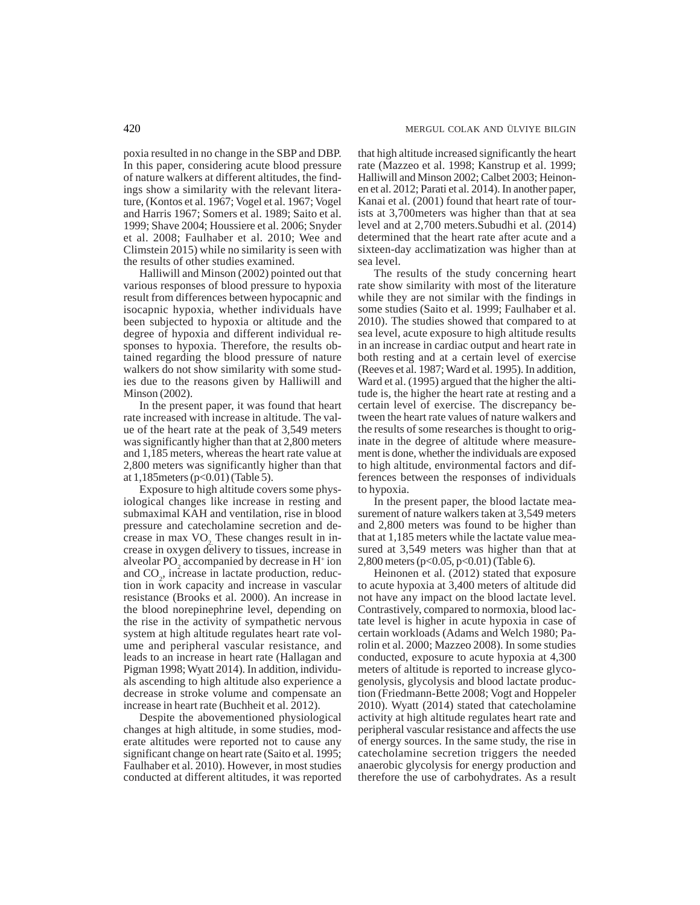poxia resulted in no change in the SBP and DBP. In this paper, considering acute blood pressure of nature walkers at different altitudes, the findings show a similarity with the relevant literature, (Kontos et al. 1967; Vogel et al. 1967; Vogel and Harris 1967; Somers et al. 1989; Saito et al. 1999; Shave 2004; Houssiere et al. 2006; Snyder et al. 2008; Faulhaber et al. 2010; Wee and Climstein 2015) while no similarity is seen with the results of other studies examined.

Halliwill and Minson (2002) pointed out that various responses of blood pressure to hypoxia result from differences between hypocapnic and isocapnic hypoxia, whether individuals have been subjected to hypoxia or altitude and the degree of hypoxia and different individual responses to hypoxia. Therefore, the results obtained regarding the blood pressure of nature walkers do not show similarity with some studies due to the reasons given by Halliwill and Minson (2002).

In the present paper, it was found that heart rate increased with increase in altitude. The value of the heart rate at the peak of 3,549 meters was significantly higher than that at 2,800 meters and 1,185 meters, whereas the heart rate value at 2,800 meters was significantly higher than that at 1,185meters ($p<0.01$) (Table 5).

Exposure to high altitude covers some physiological changes like increase in resting and submaximal KAH and ventilation, rise in blood pressure and catecholamine secretion and decrease in max $VO_2$. These changes result in increase in oxygen delivery to tissues, increase in alveolar $PO_2$ accompanied by decrease in $H^+$ ion and $CO_2$, increase in lactate production, reduction in work capacity and increase in vascular resistance (Brooks et al. 2000). An increase in the blood norepinephrine level, depending on the rise in the activity of sympathetic nervous system at high altitude regulates heart rate volume and peripheral vascular resistance, and leads to an increase in heart rate (Hallagan and Pigman 1998; Wyatt 2014). In addition, individuals ascending to high altitude also experience a decrease in stroke volume and compensate an increase in heart rate (Buchheit et al. 2012).

Despite the abovementioned physiological changes at high altitude, in some studies, moderate altitudes were reported not to cause any significant change on heart rate (Saito et al. 1995; Faulhaber et al. 2010). However, in most studies conducted at different altitudes, it was reported that high altitude increased significantly the heart rate (Mazzeo et al. 1998; Kanstrup et al. 1999; Halliwill and Minson 2002; Calbet 2003; Heinonen et al. 2012; Parati et al. 2014). In another paper, Kanai et al. (2001) found that heart rate of tourists at 3,700meters was higher than that at sea level and at 2,700 meters.Subudhi et al. (2014) determined that the heart rate after acute and a sixteen-day acclimatization was higher than at sea level.

The results of the study concerning heart rate show similarity with most of the literature while they are not similar with the findings in some studies (Saito et al. 1999; Faulhaber et al. 2010). The studies showed that compared to at sea level, acute exposure to high altitude results in an increase in cardiac output and heart rate in both resting and at a certain level of exercise (Reeves et al. 1987; Ward et al. 1995). In addition, Ward et al. (1995) argued that the higher the altitude is, the higher the heart rate at resting and a certain level of exercise. The discrepancy between the heart rate values of nature walkers and the results of some researches is thought to originate in the degree of altitude where measurement is done, whether the individuals are exposed to high altitude, environmental factors and differences between the responses of individuals to hypoxia.

In the present paper, the blood lactate measurement of nature walkers taken at 3,549 meters and 2,800 meters was found to be higher than that at 1,185 meters while the lactate value measured at 3,549 meters was higher than that at 2,800 meters ($p<0.05$, $p<0.01$) (Table 6).

Heinonen et al. (2012) stated that exposure to acute hypoxia at 3,400 meters of altitude did not have any impact on the blood lactate level. Contrastively, compared to normoxia, blood lactate level is higher in acute hypoxia in case of certain workloads (Adams and Welch 1980; Parolin et al. 2000; Mazzeo 2008). In some studies conducted, exposure to acute hypoxia at 4,300 meters of altitude is reported to increase glycogenolysis, glycolysis and blood lactate production (Friedmann-Bette 2008; Vogt and Hoppeler 2010). Wyatt (2014) stated that catecholamine activity at high altitude regulates heart rate and peripheral vascular resistance and affects the use of energy sources. In the same study, the rise in catecholamine secretion triggers the needed anaerobic glycolysis for energy production and therefore the use of carbohydrates. As a result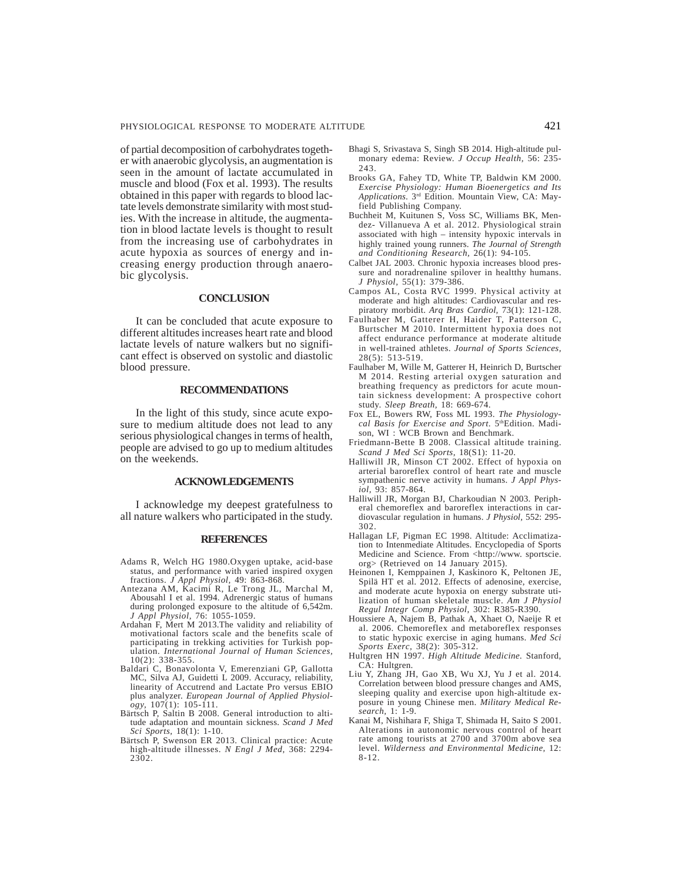of partial decomposition of carbohydrates together with anaerobic glycolysis, an augmentation is seen in the amount of lactate accumulated in muscle and blood (Fox et al. 1993). The results obtained in this paper with regards to blood lactate levels demonstrate similarity with most studies. With the increase in altitude, the augmentation in blood lactate levels is thought to result from the increasing use of carbohydrates in acute hypoxia as sources of energy and increasing energy production through anaerobic glycolysis.

## CONCLUSION

It can be concluded that acute exposure to different altitudes increases heart rate and blood lactate levels of nature walkers but no significant effect is observed on systolic and diastolic blood pressure.

## RECOMMENDATIONS

In the light of this study, since acute exposure to medium altitude does not lead to any serious physiological changes in terms of health, people are advised to go up to medium altitudes on the weekends.

## ACKNOWLEDGEMENTS

I acknowledge my deepest gratefulness to all nature walkers who participated in the study.

## REFERENCES

Adams R, Welch HG 1980.Oxygen uptake, acid-base status, and performance with varied inspired oxygen fractions. *J Appl Physiol*, 49: 863-868.

Antezana AM, Kacimi R, Le Trong JL, Marchal M, Abousahl I et al. 1994. Adrenergic status of humans during prolonged exposure to the altitude of 6,542m. *J Appl Physiol*, 76: 1055-1059.

Ardahan F, Mert M 2013.The validity and reliability of motivational factors scale and the benefits scale of participating in trekking activities for Turkish population. *International Journal of Human Sciences*, 10(2): 338-355.

Baldari C, Bonavolonta V, Emerenziani GP, Gallotta MC, Silva AJ, Guidetti L 2009. Accuracy, reliability, linearity of Accutrend and Lactate Pro versus EBIO plus analyzer. *European Journal of Applied Physiology*, 107(1): 105-111.

Bärtsch P, Saltin B 2008. General introduction to altitude adaptation and mountain sickness. *Scand J Med Sci Sports*, 18(1): 1-10.

Bärtsch P, Swenson ER 2013. Clinical practice: Acute high-altitude illnesses. *N Engl J Med*, 368: 2294-2302.

Bhagi S, Srivastava S, Singh SB 2014. High-altitude pulmonary edema: Review. *J Occup Health*, 56: 235-243.

Brooks GA, Fahey TD, White TP, Baldwin KM 2000. *Exercise Physiology: Human Bioenergetics and Its Applications.* 3rd Edition. Mountain View, CA: Mayfield Publishing Company.

Buchheit M, Kuitunen S, Voss SC, Williams BK, Mendez- Villanueva A et al. 2012. Physiological strain associated with high – intensity hypoxic intervals in highly trained young runners. *The Journal of Strength and Conditioning Research*, 26(1): 94-105.

Calbet JAL 2003. Chronic hypoxia increases blood pressure and noradrenaline spilover in healtthy humans. *J Physiol*, 55(1): 379-386.

Campos AL, Costa RVC 1999. Physical activity at moderate and high altitudes: Cardiovascular and respiratory morbidit. *Arq Bras Cardiol*, 73(1): 121-128.

Faulhaber M, Gatterer H, Haider T, Patterson C, Burtscher M 2010. Intermittent hypoxia does not affect endurance performance at moderate altitude in well-trained athletes. *Journal of Sports Sciences*, 28(5): 513-519.

Faulhaber M, Wille M, Gatterer H, Heinrich D, Burtscher M 2014. Resting arterial oxygen saturation and breathing frequency as predictors for acute mountain sickness development: A prospective cohort study. *Sleep Breath*, 18: 669-674.

Fox EL, Bowers RW, Foss ML 1993. *The Physiologycal Basis for Exercise and Sport.* 5thEdition. Madison, WI : WCB Brown and Benchmark.

Friedmann-Bette B 2008. Classical altitude training. *Scand J Med Sci Sports*, 18(S1): 11-20.

Halliwill JR, Minson CT 2002. Effect of hypoxia on arterial baroreflex control of heart rate and muscle sympathetic nerve activity in humans. *J Appl Physiol*, 93: 857-864.

Halliwill JR, Morgan BJ, Charkoudian N 2003. Peripheral chemoreflex and baroreflex interactions in cardiovascular regulation in humans. *J Physiol*, 552: 295-302.

Hallagan LF, Pigman EC 1998. Altitude: Acclimatization to Intenmediate Altitudes. Encyclopedia of Sports Medicine and Science. From <http://www. sportscie. org> (Retrieved on 14 January 2015).

Heinonen I, Kemppainen J, Kaskinoro K, Peltonen JE, Spilä HT et al. 2012. Effects of adenosine, exercise, and moderate acute hypoxia on energy substrate utilization of human skeletale muscle. *Am J Physiol Regul Integr Comp Physiol*, 302: R385-R390.

Houssiere A, Najem B, Pathak A, Xhaet O, Naeije R et al. 2006. Chemoreflex and metaboreflex responses to static hypoxic exercise in aging humans. *Med Sci Sports Exerc*, 38(2): 305-312.

Hultgren HN 1997. *High Altitude Medicine.* Stanford, CA: Hultgren.

Liu Y, Zhang JH, Gao XB, Wu XJ, Yu J et al. 2014. Correlation between blood pressure changes and AMS, sleeping quality and exercise upon high-altitude exposure in young Chinese men. *Military Medical Research*, 1: 1-9.

Kanai M, Nishihara F, Shiga T, Shimada H, Saito S 2001. Alterations in autonomic nervous control of heart rate among tourists at 2700 and 3700m above sea level. *Wilderness and Environmental Medicine*, 12: 8-12.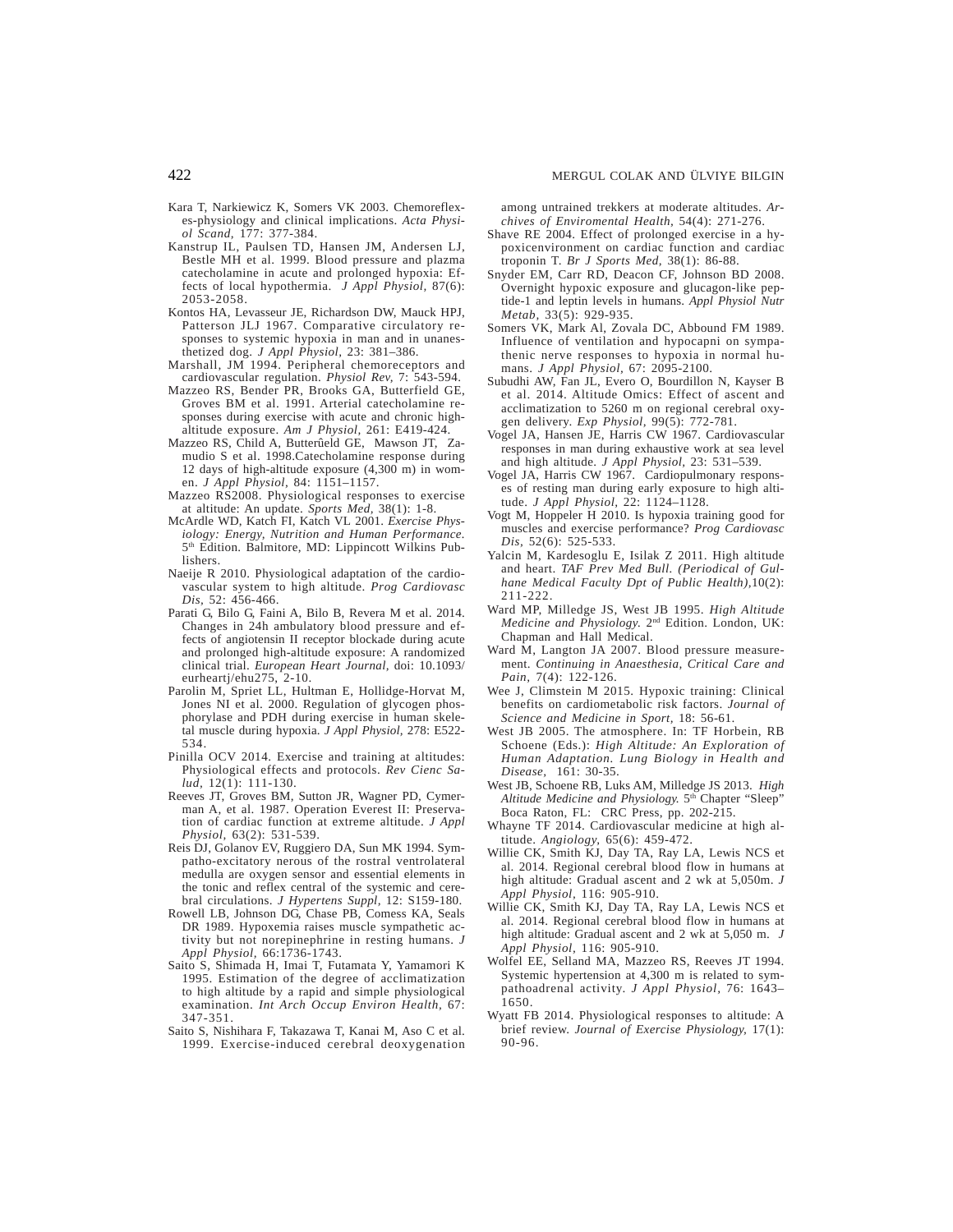Kara T, Narkiewicz K, Somers VK 2003. Chemoreflexes-physiology and clinical implications. *Acta Physiol Scand*, 177: 377-384.

Kanstrup IL, Paulsen TD, Hansen JM, Andersen LJ, Bestle MH et al. 1999. Blood pressure and plazma catecholamine in acute and prolonged hypoxia: Effects of local hypothermia. *J Appl Physiol*, 87(6): 2053-2058.

Kontos HA, Levasseur JE, Richardson DW, Mauck HPJ, Patterson JLJ 1967. Comparative circulatory responses to systemic hypoxia in man and in unanesthetized dog. *J Appl Physiol*, 23: 381–386.

Marshall, JM 1994. Peripheral chemoreceptors and cardiovascular regulation. *Physiol Rev*, 7: 543-594.

Mazzeo RS, Bender PR, Brooks GA, Butterfield GE, Groves BM et al. 1991. Arterial catecholamine responses during exercise with acute and chronic high-altitude exposure. *Am J Physiol*, 261: E419-424.

Mazzeo RS, Child A, Butterûeld GE, Mawson JT, Zamudio S et al. 1998.Catecholamine response during 12 days of high-altitude exposure (4,300 m) in women. *J Appl Physiol*, 84: 1151–1157.

Mazzeo RS2008. Physiological responses to exercise at altitude: An update. *Sports Med*, 38(1): 1-8.

McArdle WD, Katch FI, Katch VL 2001. *Exercise Physiology: Energy, Nutrition and Human Performance.* 5th Edition. Balmitore, MD: Lippincott Wilkins Publishers.

Naeije R 2010. Physiological adaptation of the cardiovascular system to high altitude. *Prog Cardiovasc Dis*, 52: 456-466.

Parati G, Bilo G, Faini A, Bilo B, Revera M et al. 2014. Changes in 24h ambulatory blood pressure and effects of angiotensin II receptor blockade during acute and prolonged high-altitude exposure: A randomized clinical trial. *European Heart Journal*, doi: 10.1093/eurheartj/ehu275, 2-10.

Parolin M, Spriet LL, Hultman E, Hollidge-Horvat M, Jones NI et al. 2000. Regulation of glycogen phosphorylase and PDH during exercise in human skeletal muscle during hypoxia. *J Appl Physiol*, 278: E522-534.

Pinilla OCV 2014. Exercise and training at altitudes: Physiological effects and protocols. *Rev Cienc Salud*, 12(1): 111-130.

Reeves JT, Groves BM, Sutton JR, Wagner PD, Cymerman A, et al. 1987. Operation Everest II: Preservation of cardiac function at extreme altitude. *J Appl Physiol*, 63(2): 531-539.

Reis DJ, Golanov EV, Ruggiero DA, Sun MK 1994. Sympatho-excitatory nerous of the rostral ventrolateral medulla are oxygen sensor and essential elements in the tonic and reflex central of the systemic and cerebral circulations. *J Hypertens Suppl*, 12: S159-180.

Rowell LB, Johnson DG, Chase PB, Comess KA, Seals DR 1989. Hypoxemia raises muscle sympathetic activity but not norepinephrine in resting humans. *J Appl Physiol*, 66:1736-1743.

Saito S, Shimada H, Imai T, Futamata Y, Yamamori K 1995. Estimation of the degree of acclimatization to high altitude by a rapid and simple physiological examination. *Int Arch Occup Environ Health*, 67: 347-351.

Saito S, Nishihara F, Takazawa T, Kanai M, Aso C et al. 1999. Exercise-induced cerebral deoxygenation among untrained trekkers at moderate altitudes. *Archives of Enviromental Health*, 54(4): 271-276.

Shave RE 2004. Effect of prolonged exercise in a hypoxicenvironment on cardiac function and cardiac troponin T. *Br J Sports Med*, 38(1): 86-88.

Snyder EM, Carr RD, Deacon CF, Johnson BD 2008. Overnight hypoxic exposure and glucagon-like peptide-1 and leptin levels in humans. *Appl Physiol Nutr Metab*, 33(5): 929-935.

Somers VK, Mark Al, Zovala DC, Abbound FM 1989. Influence of ventilation and hypocapni on sympathenic nerve responses to hypoxia in normal humans. *J Appl Physiol*, 67: 2095-2100.

Subudhi AW, Fan JL, Evero O, Bourdillon N, Kayser B et al. 2014. Altitude Omics: Effect of ascent and acclimatization to 5260 m on regional cerebral oxygen delivery. *Exp Physiol*, 99(5): 772-781.

Vogel JA, Hansen JE, Harris CW 1967. Cardiovascular responses in man during exhaustive work at sea level and high altitude. *J Appl Physiol*, 23: 531–539.

Vogel JA, Harris CW 1967. Cardiopulmonary responses of resting man during early exposure to high altitude. *J Appl Physiol*, 22: 1124–1128.

Vogt M, Hoppeler H 2010. Is hypoxia training good for muscles and exercise performance? *Prog Cardiovasc Dis*, 52(6): 525-533.

Yalcin M, Kardesoglu E, Isilak Z 2011. High altitude and heart. *TAF Prev Med Bull. (Periodical of Gulhane Medical Faculty Dpt of Public Health)*,10(2): 211-222.

Ward MP, Milledge JS, West JB 1995. *High Altitude Medicine and Physiology.* 2nd Edition. London, UK: Chapman and Hall Medical.

Ward M, Langton JA 2007. Blood pressure measurement. *Continuing in Anaesthesia, Critical Care and Pain*, 7(4): 122-126.

Wee J, Climstein M 2015. Hypoxic training: Clinical benefits on cardiometabolic risk factors. *Journal of Science and Medicine in Sport*, 18: 56-61.

West JB 2005. The atmosphere. In: TF Horbein, RB Schoene (Eds.): *High Altitude: An Exploration of Human Adaptation. Lung Biology in Health and Disease*, 161: 30-35.

West JB, Schoene RB, Luks AM, Milledge JS 2013. *High Altitude Medicine and Physiology.* 5th Chapter "Sleep" Boca Raton, FL: CRC Press, pp. 202-215.

Whayne TF 2014. Cardiovascular medicine at high altitude. *Angiology*, 65(6): 459-472.

Willie CK, Smith KJ, Day TA, Ray LA, Lewis NCS et al. 2014. Regional cerebral blood flow in humans at high altitude: Gradual ascent and 2 wk at 5,050m. *J Appl Physiol*, 116: 905-910.

Willie CK, Smith KJ, Day TA, Ray LA, Lewis NCS et al. 2014. Regional cerebral blood flow in humans at high altitude: Gradual ascent and 2 wk at 5,050 m. *J Appl Physiol*, 116: 905-910.

Wolfel EE, Selland MA, Mazzeo RS, Reeves JT 1994. Systemic hypertension at 4,300 m is related to sympathoadrenal activity. *J Appl Physiol*, 76: 1643–1650.

Wyatt FB 2014. Physiological responses to altitude: A brief review. *Journal of Exercise Physiology*, 17(1): 90-96.